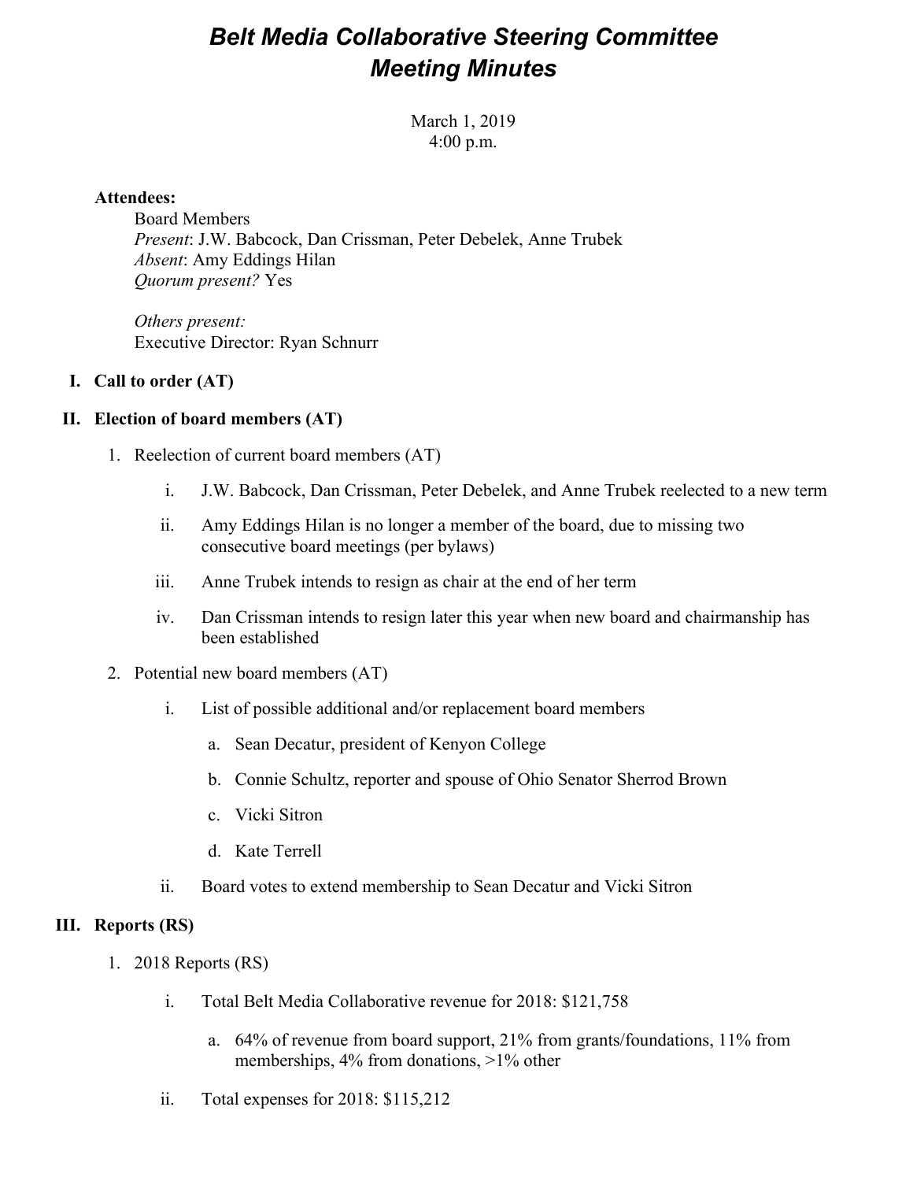# *Belt Media Collaborative Steering Committee Meeting Minutes*

March 1, 2019
4:00 p.m.

**Attendees:**

Board Members
*Present*: J.W. Babcock, Dan Crissman, Peter Debelek, Anne Trubek
*Absent*: Amy Eddings Hilan
*Quorum present?* Yes

*Others present:*
Executive Director: Ryan Schnurr

**I. Call to order (AT)**

**II. Election of board members (AT)**

1. Reelection of current board members (AT)
   - i. J.W. Babcock, Dan Crissman, Peter Debelek, and Anne Trubek reelected to a new term
   - ii. Amy Eddings Hilan is no longer a member of the board, due to missing two consecutive board meetings (per bylaws)
   - iii. Anne Trubek intends to resign as chair at the end of her term
   - iv. Dan Crissman intends to resign later this year when new board and chairmanship has been established
2. Potential new board members (AT)
   - i. List of possible additional and/or replacement board members
     - a. Sean Decatur, president of Kenyon College
     - b. Connie Schultz, reporter and spouse of Ohio Senator Sherrod Brown
     - c. Vicki Sitron
     - d. Kate Terrell
   - ii. Board votes to extend membership to Sean Decatur and Vicki Sitron

**III. Reports (RS)**

1. 2018 Reports (RS)
   - i. Total Belt Media Collaborative revenue for 2018: $121,758
     - a. 64% of revenue from board support, 21% from grants/foundations, 11% from memberships, 4% from donations, >1% other
   - ii. Total expenses for 2018: $115,212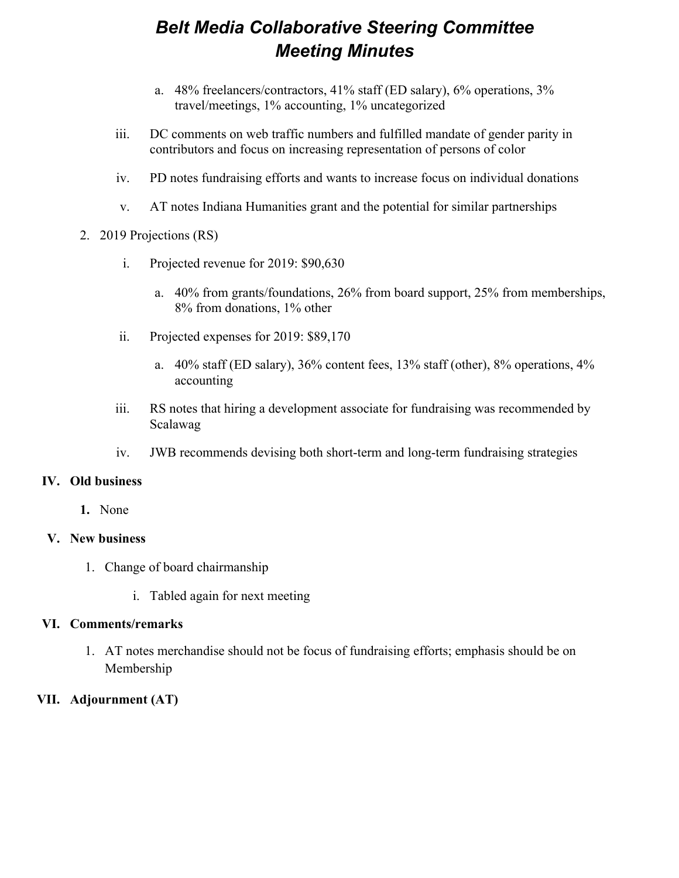# Belt Media Collaborative Steering Committee Meeting Minutes

a. 48% freelancers/contractors, 41% staff (ED salary), 6% operations, 3% travel/meetings, 1% accounting, 1% uncategorized

iii. DC comments on web traffic numbers and fulfilled mandate of gender parity in contributors and focus on increasing representation of persons of color

iv. PD notes fundraising efforts and wants to increase focus on individual donations

v. AT notes Indiana Humanities grant and the potential for similar partnerships

2. 2019 Projections (RS)

   i. Projected revenue for 2019: $90,630

      a. 40% from grants/foundations, 26% from board support, 25% from memberships, 8% from donations, 1% other

   ii. Projected expenses for 2019: $89,170

      a. 40% staff (ED salary), 36% content fees, 13% staff (other), 8% operations, 4% accounting

   iii. RS notes that hiring a development associate for fundraising was recommended by Scalawag

   iv. JWB recommends devising both short-term and long-term fundraising strategies

**IV. Old business**

1. None

**V. New business**

1. Change of board chairmanship

   i. Tabled again for next meeting

**VI. Comments/remarks**

1. AT notes merchandise should not be focus of fundraising efforts; emphasis should be on Membership

**VII. Adjournment (AT)**